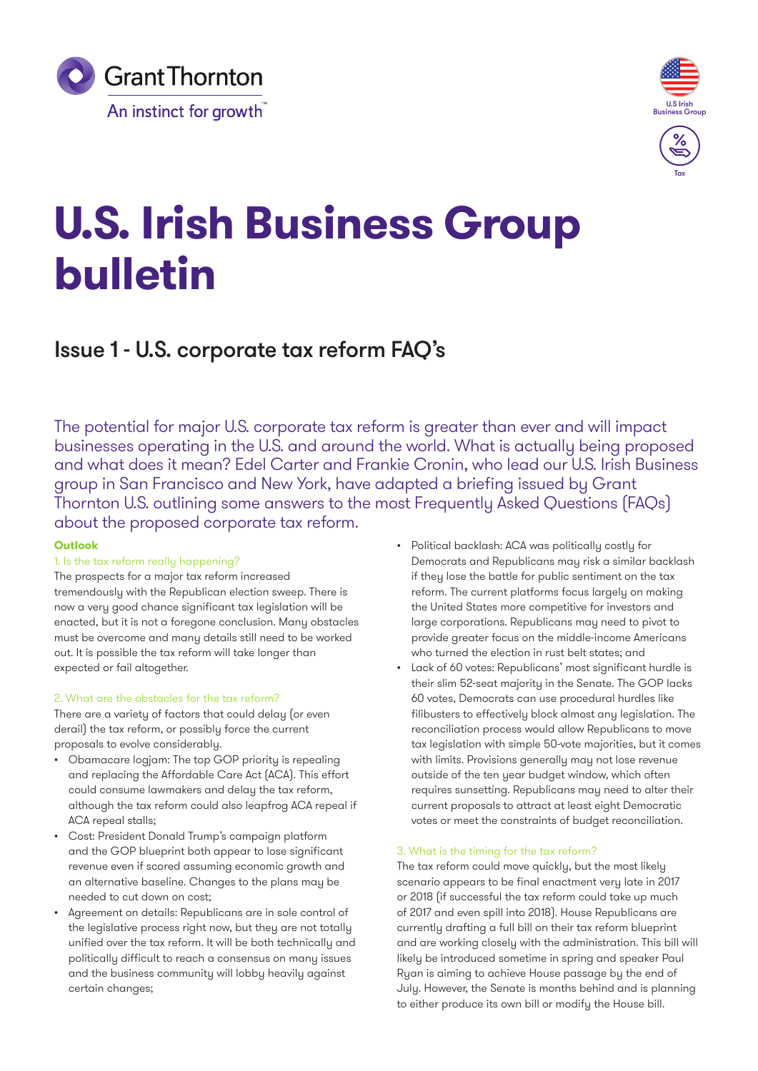Grant Thornton
An instinct for growth™

U.S Irish Business Group

Tax

# U.S. Irish Business Group bulletin

## Issue 1 - U.S. corporate tax reform FAQ's

The potential for major U.S. corporate tax reform is greater than ever and will impact businesses operating in the U.S. and around the world. What is actually being proposed and what does it mean? Edel Carter and Frankie Cronin, who lead our U.S. Irish Business group in San Francisco and New York, have adapted a briefing issued by Grant Thornton U.S. outlining some answers to the most Frequently Asked Questions (FAQs) about the proposed corporate tax reform.

### Outlook

#### 1. Is the tax reform really happening?

The prospects for a major tax reform increased tremendously with the Republican election sweep. There is now a very good chance significant tax legislation will be enacted, but it is not a foregone conclusion. Many obstacles must be overcome and many details still need to be worked out. It is possible the tax reform will take longer than expected or fail altogether.

#### 2. What are the obstacles for the tax reform?

There are a variety of factors that could delay (or even derail) the tax reform, or possibly force the current proposals to evolve considerably.

- Obamacare logjam: The top GOP priority is repealing and replacing the Affordable Care Act (ACA). This effort could consume lawmakers and delay the tax reform, although the tax reform could also leapfrog ACA repeal if ACA repeal stalls;
- Cost: President Donald Trump's campaign platform and the GOP blueprint both appear to lose significant revenue even if scored assuming economic growth and an alternative baseline. Changes to the plans may be needed to cut down on cost;
- Agreement on details: Republicans are in sole control of the legislative process right now, but they are not totally unified over the tax reform. It will be both technically and politically difficult to reach a consensus on many issues and the business community will lobby heavily against certain changes;
- Political backlash: ACA was politically costly for Democrats and Republicans may risk a similar backlash if they lose the battle for public sentiment on the tax reform. The current platforms focus largely on making the United States more competitive for investors and large corporations. Republicans may need to pivot to provide greater focus on the middle-income Americans who turned the election in rust belt states; and
- Lack of 60 votes: Republicans' most significant hurdle is their slim 52-seat majority in the Senate. The GOP lacks 60 votes, Democrats can use procedural hurdles like filibusters to effectively block almost any legislation. The reconciliation process would allow Republicans to move tax legislation with simple 50-vote majorities, but it comes with limits. Provisions generally may not lose revenue outside of the ten year budget window, which often requires sunsetting. Republicans may need to alter their current proposals to attract at least eight Democratic votes or meet the constraints of budget reconciliation.

#### 3. What is the timing for the tax reform?

The tax reform could move quickly, but the most likely scenario appears to be final enactment very late in 2017 or 2018 (if successful the tax reform could take up much of 2017 and even spill into 2018). House Republicans are currently drafting a full bill on their tax reform blueprint and are working closely with the administration. This bill will likely be introduced sometime in spring and speaker Paul Ryan is aiming to achieve House passage by the end of July. However, the Senate is months behind and is planning to either produce its own bill or modify the House bill.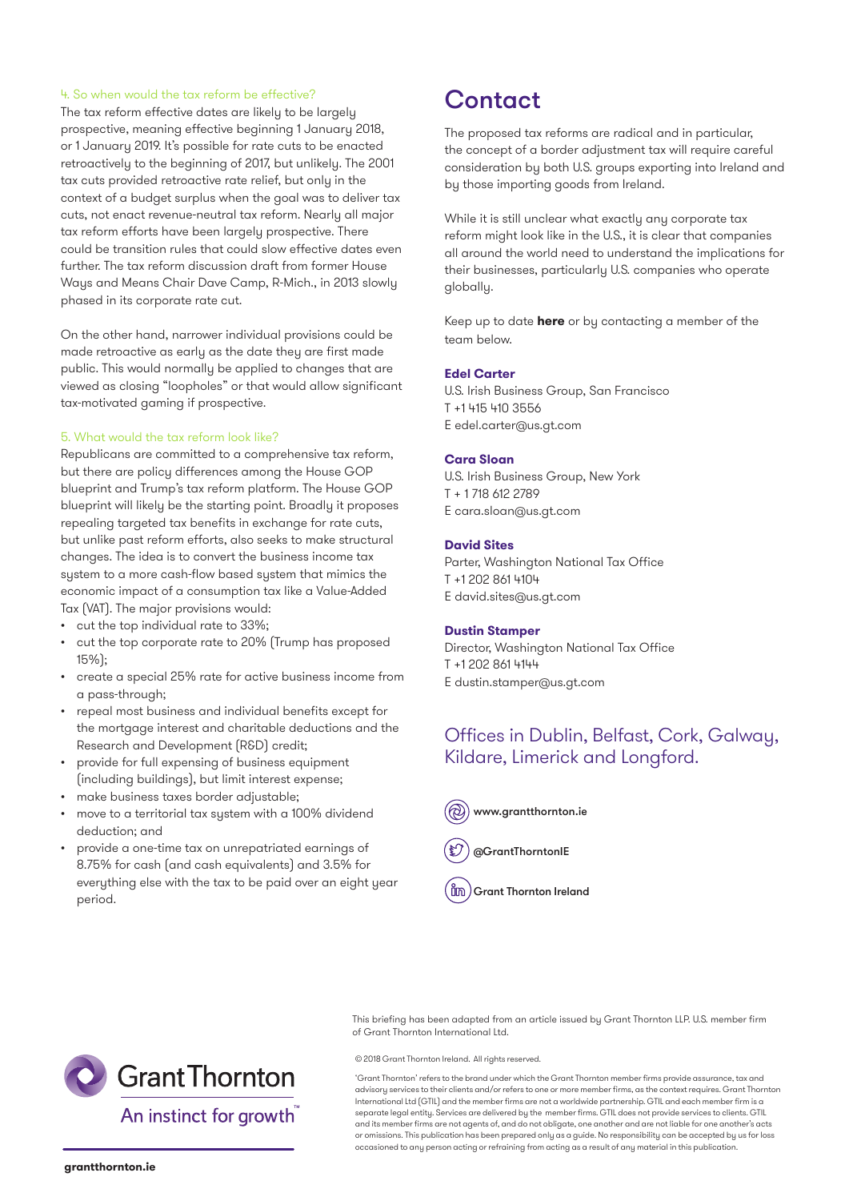### 4. So when would the tax reform be effective?

The tax reform effective dates are likely to be largely prospective, meaning effective beginning 1 January 2018, or 1 January 2019. It's possible for rate cuts to be enacted retroactively to the beginning of 2017, but unlikely. The 2001 tax cuts provided retroactive rate relief, but only in the context of a budget surplus when the goal was to deliver tax cuts, not enact revenue-neutral tax reform. Nearly all major tax reform efforts have been largely prospective. There could be transition rules that could slow effective dates even further. The tax reform discussion draft from former House Ways and Means Chair Dave Camp, R-Mich., in 2013 slowly phased in its corporate rate cut.

On the other hand, narrower individual provisions could be made retroactive as early as the date they are first made public. This would normally be applied to changes that are viewed as closing "loopholes" or that would allow significant tax-motivated gaming if prospective.

### 5. What would the tax reform look like?

Republicans are committed to a comprehensive tax reform, but there are policy differences among the House GOP blueprint and Trump's tax reform platform. The House GOP blueprint will likely be the starting point. Broadly it proposes repealing targeted tax benefits in exchange for rate cuts, but unlike past reform efforts, also seeks to make structural changes. The idea is to convert the business income tax system to a more cash-flow based system that mimics the economic impact of a consumption tax like a Value-Added Tax (VAT). The major provisions would:

- cut the top individual rate to 33%;
- cut the top corporate rate to 20% (Trump has proposed 15%);
- create a special 25% rate for active business income from a pass-through;
- repeal most business and individual benefits except for the mortgage interest and charitable deductions and the Research and Development (R&D) credit;
- provide for full expensing of business equipment (including buildings), but limit interest expense;
- make business taxes border adjustable;
- move to a territorial tax system with a 100% dividend deduction; and
- provide a one-time tax on unrepatriated earnings of 8.75% for cash (and cash equivalents) and 3.5% for everything else with the tax to be paid over an eight year period.

# Contact

The proposed tax reforms are radical and in particular, the concept of a border adjustment tax will require careful consideration by both U.S. groups exporting into Ireland and by those importing goods from Ireland.

While it is still unclear what exactly any corporate tax reform might look like in the U.S., it is clear that companies all around the world need to understand the implications for their businesses, particularly U.S. companies who operate globally.

Keep up to date **here** or by contacting a member of the team below.

**Edel Carter**
U.S. Irish Business Group, San Francisco
T +1 415 410 3556
E edel.carter@us.gt.com

**Cara Sloan**
U.S. Irish Business Group, New York
T + 1 718 612 2789
E cara.sloan@us.gt.com

**David Sites**
Parter, Washington National Tax Office
T +1 202 861 4104
E david.sites@us.gt.com

**Dustin Stamper**
Director, Washington National Tax Office
T +1 202 861 4144
E dustin.stamper@us.gt.com

## Offices in Dublin, Belfast, Cork, Galway, Kildare, Limerick and Longford.

www.grantthornton.ie

@GrantThorntonIE

Grant Thornton Ireland

This briefing has been adapted from an article issued by Grant Thornton LLP. U.S. member firm of Grant Thornton International Ltd.

© 2018 Grant Thornton Ireland. All rights reserved.

'Grant Thornton' refers to the brand under which the Grant Thornton member firms provide assurance, tax and advisory services to their clients and/or refers to one or more member firms, as the context requires. Grant Thornton International Ltd (GTIL) and the member firms are not a worldwide partnership. GTIL and each member firm is a separate legal entity. Services are delivered by the member firms. GTIL does not provide services to clients. GTIL and its member firms are not agents of, and do not obligate, one another and are not liable for one another's acts or omissions. This publication has been prepared only as a guide. No responsibility can be accepted by us for loss occasioned to any person acting or refraining from acting as a result of any material in this publication.

Grant Thornton

An instinct for growth™

grantthornton.ie